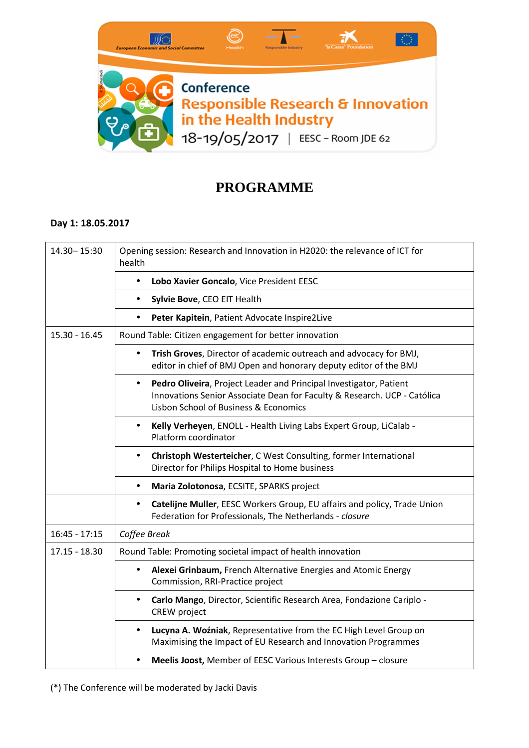Conference

# Responsible Research & Innovation in the Health Industry

18-19/05/2017 | EESC – Room JDE 62

# PROGRAMME

**Day 1: 18.05.2017**

| | |
|---|---|
| 14.30– 15:30 | Opening session: Research and Innovation in H2020: the relevance of ICT for health |
| | • **Lobo Xavier Goncalo**, Vice President EESC |
| | • **Sylvie Bove**, CEO EIT Health |
| | • **Peter Kapitein**, Patient Advocate Inspire2Live |
| 15.30 - 16.45 | Round Table: Citizen engagement for better innovation |
| | • **Trish Groves**, Director of academic outreach and advocacy for BMJ, editor in chief of BMJ Open and honorary deputy editor of the BMJ |
| | • **Pedro Oliveira**, Project Leader and Principal Investigator, Patient Innovations Senior Associate Dean for Faculty & Research. UCP - Católica Lisbon School of Business & Economics |
| | • **Kelly Verheyen**, ENOLL - Health Living Labs Expert Group, LiCalab - Platform coordinator |
| | • **Christoph Westerteicher**, C West Consulting, former International Director for Philips Hospital to Home business |
| | • **Maria Zolotonosa**, ECSITE, SPARKS project |
| | • **Catelijne Muller**, EESC Workers Group, EU affairs and policy, Trade Union Federation for Professionals, The Netherlands - *closure* |
| 16:45 - 17:15 | *Coffee Break* |
| 17.15 - 18.30 | Round Table: Promoting societal impact of health innovation |
| | • **Alexei Grinbaum,** French Alternative Energies and Atomic Energy Commission, RRI-Practice project |
| | • **Carlo Mango**, Director, Scientific Research Area, Fondazione Cariplo - CREW project |
| | • **Lucyna A. Woźniak**, Representative from the EC High Level Group on Maximising the Impact of EU Research and Innovation Programmes |
| | • **Meelis Joost,** Member of EESC Various Interests Group – closure |

(*) The Conference will be moderated by Jacki Davis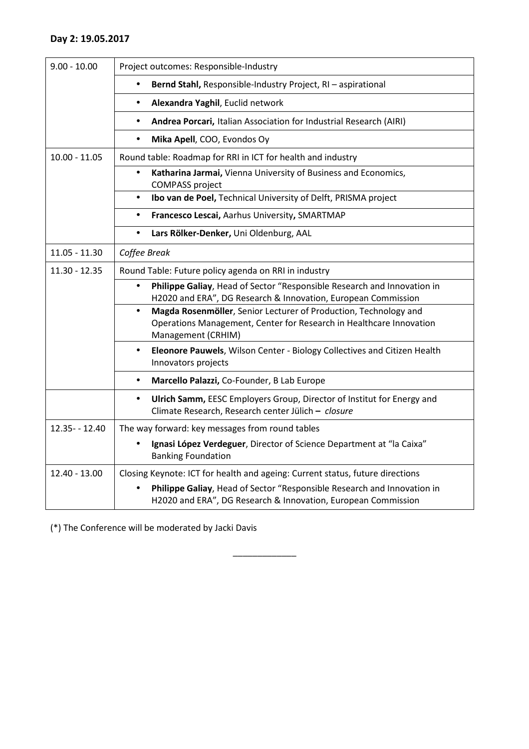**Day 2: 19.05.2017**

| | |
|---|---|
| 9.00 - 10.00 | Project outcomes: Responsible-Industry |
| | • **Bernd Stahl,** Responsible-Industry Project, RI – aspirational |
| | • **Alexandra Yaghil**, Euclid network |
| | • **Andrea Porcari,** Italian Association for Industrial Research (AIRI) |
| | • **Mika Apell**, COO, Evondos Oy |
| 10.00 - 11.05 | Round table: Roadmap for RRI in ICT for health and industry |
| | • **Katharina Jarmai,** Vienna University of Business and Economics, COMPASS project |
| | • **Ibo van de Poel,** Technical University of Delft, PRISMA project |
| | • **Francesco Lescai,** Aarhus University**,** SMARTMAP |
| | • **Lars Rölker-Denker,** Uni Oldenburg, AAL |
| 11.05 - 11.30 | *Coffee Break* |
| 11.30 - 12.35 | Round Table: Future policy agenda on RRI in industry |
| | • **Philippe Galiay**, Head of Sector "Responsible Research and Innovation in H2020 and ERA", DG Research & Innovation, European Commission |
| | • **Magda Rosenmöller**, Senior Lecturer of Production, Technology and Operations Management, Center for Research in Healthcare Innovation Management (CRHIM) |
| | • **Eleonore Pauwels**, Wilson Center - Biology Collectives and Citizen Health Innovators projects |
| | • **Marcello Palazzi,** Co-Founder, B Lab Europe |
| | • **Ulrich Samm,** EESC Employers Group, Director of Institut for Energy and Climate Research, Research center Jülich **–** *closure* |
| 12.35- - 12.40 | The way forward: key messages from round tables<br>• **Ignasi López Verdeguer**, Director of Science Department at "la Caixa" Banking Foundation |
| 12.40 - 13.00 | Closing Keynote: ICT for health and ageing: Current status, future directions<br>• **Philippe Galiay**, Head of Sector "Responsible Research and Innovation in H2020 and ERA", DG Research & Innovation, European Commission |

(*) The Conference will be moderated by Jacki Davis

_____________